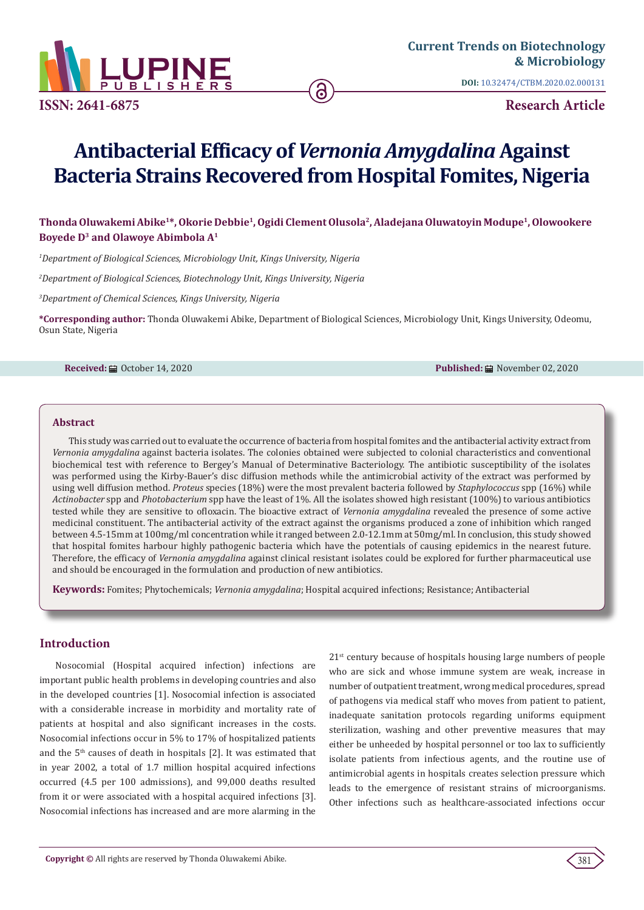**Current Trends on Biotechnology & Microbiology**

**DOI:** 10.32474/CTBM.2020.02.000131

**ISSN: 2641-6875**

**Research Article**

# Antibacterial Efficacy of *Vernonia Amygdalina* Against Bacteria Strains Recovered from Hospital Fomites, Nigeria

**Thonda Oluwakemi Abike[1]\*, Okorie Debbie[1], Ogidi Clement Olusola[2], Aladejana Oluwatoyin Modupe[1], Olowookere Boyede D[3] and Olawoye Abimbola A[1]**

[1]*Department of Biological Sciences, Microbiology Unit, Kings University, Nigeria*

[2]*Department of Biological Sciences, Biotechnology Unit, Kings University, Nigeria*

[3]*Department of Chemical Sciences, Kings University, Nigeria*

**\*Corresponding author:** Thonda Oluwakemi Abike, Department of Biological Sciences, Microbiology Unit, Kings University, Odeomu, Osun State, Nigeria

**Received:** October 14, 2020 **Published:** November 02, 2020

## Abstract

This study was carried out to evaluate the occurrence of bacteria from hospital fomites and the antibacterial activity extract from *Vernonia amygdalina* against bacteria isolates. The colonies obtained were subjected to colonial characteristics and conventional biochemical test with reference to Bergey's Manual of Determinative Bacteriology. The antibiotic susceptibility of the isolates was performed using the Kirby-Bauer's disc diffusion methods while the antimicrobial activity of the extract was performed by using well diffusion method. *Proteus* species (18%) were the most prevalent bacteria followed by *Staphylococcus* spp (16%) while *Actinobacter* spp and *Photobacterium* spp have the least of 1%. All the isolates showed high resistant (100%) to various antibiotics tested while they are sensitive to ofloxacin. The bioactive extract of *Vernonia amygdalina* revealed the presence of some active medicinal constituent. The antibacterial activity of the extract against the organisms produced a zone of inhibition which ranged between 4.5-15mm at 100mg/ml concentration while it ranged between 2.0-12.1mm at 50mg/ml. In conclusion, this study showed that hospital fomites harbour highly pathogenic bacteria which have the potentials of causing epidemics in the nearest future. Therefore, the efficacy of *Vernonia amygdalina* against clinical resistant isolates could be explored for further pharmaceutical use and should be encouraged in the formulation and production of new antibiotics.

**Keywords:** Fomites; Phytochemicals; *Vernonia amygdalina*; Hospital acquired infections; Resistance; Antibacterial

## Introduction

Nosocomial (Hospital acquired infection) infections are important public health problems in developing countries and also in the developed countries [1]. Nosocomial infection is associated with a considerable increase in morbidity and mortality rate of patients at hospital and also significant increases in the costs. Nosocomial infections occur in 5% to 17% of hospitalized patients and the 5th causes of death in hospitals [2]. It was estimated that in year 2002, a total of 1.7 million hospital acquired infections occurred (4.5 per 100 admissions), and 99,000 deaths resulted from it or were associated with a hospital acquired infections [3]. Nosocomial infections has increased and are more alarming in the 21st century because of hospitals housing large numbers of people who are sick and whose immune system are weak, increase in number of outpatient treatment, wrong medical procedures, spread of pathogens via medical staff who moves from patient to patient, inadequate sanitation protocols regarding uniforms equipment sterilization, washing and other preventive measures that may either be unheeded by hospital personnel or too lax to sufficiently isolate patients from infectious agents, and the routine use of antimicrobial agents in hospitals creates selection pressure which leads to the emergence of resistant strains of microorganisms. Other infections such as healthcare-associated infections occur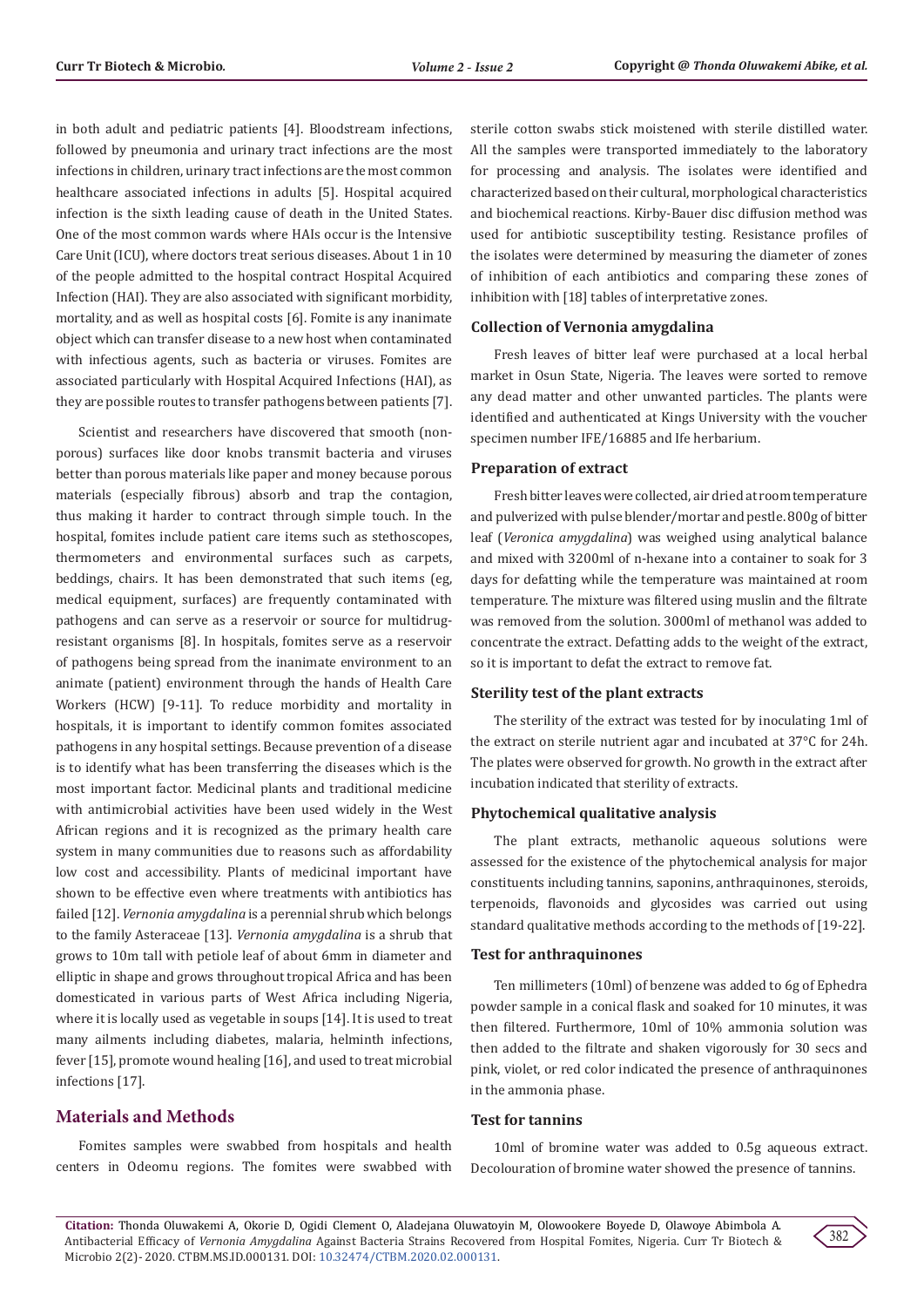in both adult and pediatric patients [4]. Bloodstream infections, followed by pneumonia and urinary tract infections are the most infections in children, urinary tract infections are the most common healthcare associated infections in adults [5]. Hospital acquired infection is the sixth leading cause of death in the United States. One of the most common wards where HAIs occur is the Intensive Care Unit (ICU), where doctors treat serious diseases. About 1 in 10 of the people admitted to the hospital contract Hospital Acquired Infection (HAI). They are also associated with significant morbidity, mortality, and as well as hospital costs [6]. Fomite is any inanimate object which can transfer disease to a new host when contaminated with infectious agents, such as bacteria or viruses. Fomites are associated particularly with Hospital Acquired Infections (HAI), as they are possible routes to transfer pathogens between patients [7].

Scientist and researchers have discovered that smooth (non-porous) surfaces like door knobs transmit bacteria and viruses better than porous materials like paper and money because porous materials (especially fibrous) absorb and trap the contagion, thus making it harder to contract through simple touch. In the hospital, fomites include patient care items such as stethoscopes, thermometers and environmental surfaces such as carpets, beddings, chairs. It has been demonstrated that such items (eg, medical equipment, surfaces) are frequently contaminated with pathogens and can serve as a reservoir or source for multidrug-resistant organisms [8]. In hospitals, fomites serve as a reservoir of pathogens being spread from the inanimate environment to an animate (patient) environment through the hands of Health Care Workers (HCW) [9-11]. To reduce morbidity and mortality in hospitals, it is important to identify common fomites associated pathogens in any hospital settings. Because prevention of a disease is to identify what has been transferring the diseases which is the most important factor. Medicinal plants and traditional medicine with antimicrobial activities have been used widely in the West African regions and it is recognized as the primary health care system in many communities due to reasons such as affordability low cost and accessibility. Plants of medicinal important have shown to be effective even where treatments with antibiotics has failed [12]. *Vernonia amygdalina* is a perennial shrub which belongs to the family Asteraceae [13]. *Vernonia amygdalina* is a shrub that grows to 10m tall with petiole leaf of about 6mm in diameter and elliptic in shape and grows throughout tropical Africa and has been domesticated in various parts of West Africa including Nigeria, where it is locally used as vegetable in soups [14]. It is used to treat many ailments including diabetes, malaria, helminth infections, fever [15], promote wound healing [16], and used to treat microbial infections [17].

## Materials and Methods

Fomites samples were swabbed from hospitals and health centers in Odeomu regions. The fomites were swabbed with sterile cotton swabs stick moistened with sterile distilled water. All the samples were transported immediately to the laboratory for processing and analysis. The isolates were identified and characterized based on their cultural, morphological characteristics and biochemical reactions. Kirby-Bauer disc diffusion method was used for antibiotic susceptibility testing. Resistance profiles of the isolates were determined by measuring the diameter of zones of inhibition of each antibiotics and comparing these zones of inhibition with [18] tables of interpretative zones.

### Collection of Vernonia amygdalina

Fresh leaves of bitter leaf were purchased at a local herbal market in Osun State, Nigeria. The leaves were sorted to remove any dead matter and other unwanted particles. The plants were identified and authenticated at Kings University with the voucher specimen number IFE/16885 and Ife herbarium.

### Preparation of extract

Fresh bitter leaves were collected, air dried at room temperature and pulverized with pulse blender/mortar and pestle. 800g of bitter leaf (*Veronica amygdalina*) was weighed using analytical balance and mixed with 3200ml of n-hexane into a container to soak for 3 days for defatting while the temperature was maintained at room temperature. The mixture was filtered using muslin and the filtrate was removed from the solution. 3000ml of methanol was added to concentrate the extract. Defatting adds to the weight of the extract, so it is important to defat the extract to remove fat.

### Sterility test of the plant extracts

The sterility of the extract was tested for by inoculating 1ml of the extract on sterile nutrient agar and incubated at 37°C for 24h. The plates were observed for growth. No growth in the extract after incubation indicated that sterility of extracts.

### Phytochemical qualitative analysis

The plant extracts, methanolic aqueous solutions were assessed for the existence of the phytochemical analysis for major constituents including tannins, saponins, anthraquinones, steroids, terpenoids, flavonoids and glycosides was carried out using standard qualitative methods according to the methods of [19-22].

### Test for anthraquinones

Ten millimeters (10ml) of benzene was added to 6g of Ephedra powder sample in a conical flask and soaked for 10 minutes, it was then filtered. Furthermore, 10ml of 10% ammonia solution was then added to the filtrate and shaken vigorously for 30 secs and pink, violet, or red color indicated the presence of anthraquinones in the ammonia phase.

### Test for tannins

10ml of bromine water was added to 0.5g aqueous extract. Decolouration of bromine water showed the presence of tannins.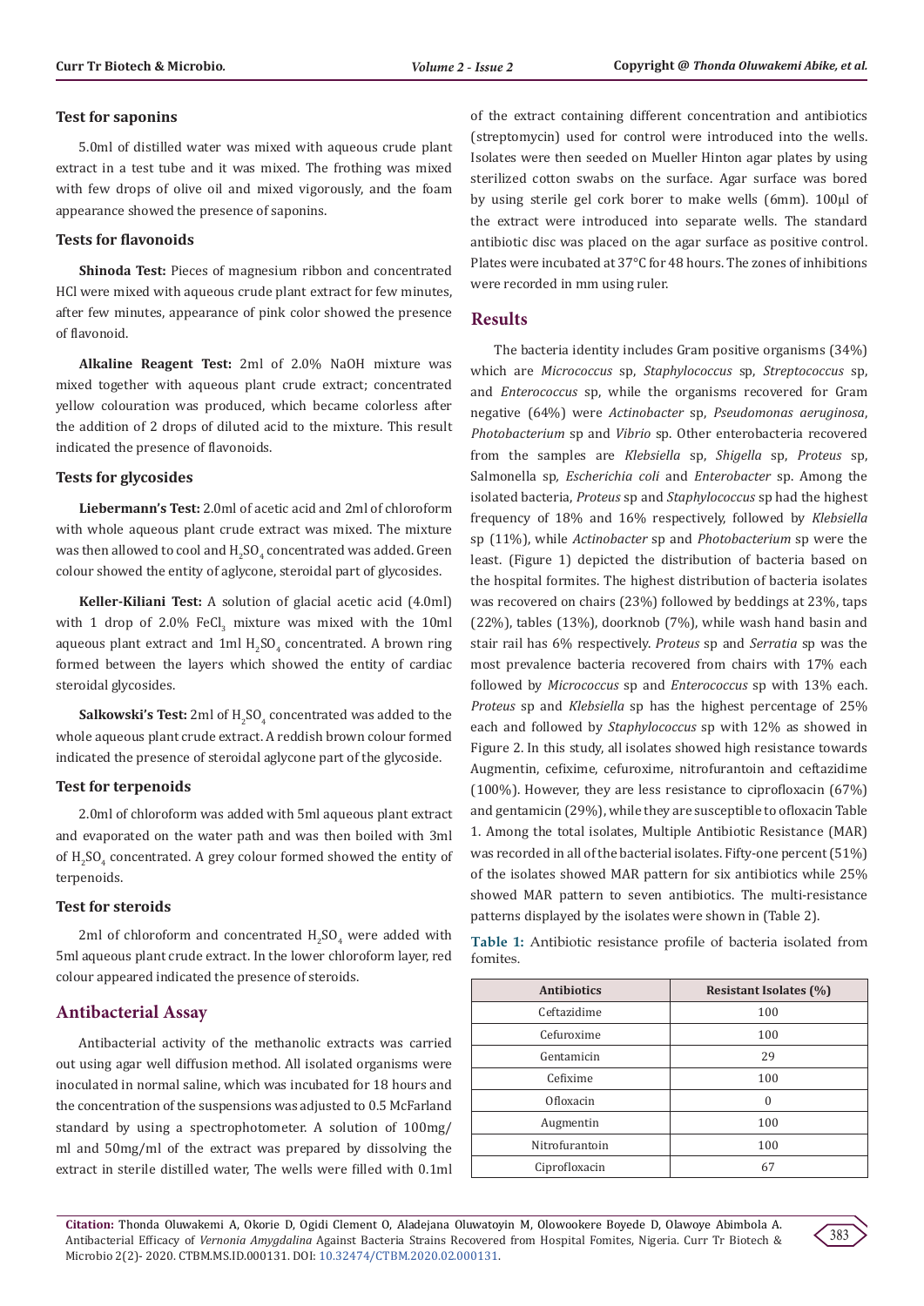### Test for saponins

5.0ml of distilled water was mixed with aqueous crude plant extract in a test tube and it was mixed. The frothing was mixed with few drops of olive oil and mixed vigorously, and the foam appearance showed the presence of saponins.

### Tests for flavonoids

**Shinoda Test:** Pieces of magnesium ribbon and concentrated HCl were mixed with aqueous crude plant extract for few minutes, after few minutes, appearance of pink color showed the presence of flavonoid.

**Alkaline Reagent Test:** 2ml of 2.0% NaOH mixture was mixed together with aqueous plant crude extract; concentrated yellow colouration was produced, which became colorless after the addition of 2 drops of diluted acid to the mixture. This result indicated the presence of flavonoids.

### Tests for glycosides

**Liebermann's Test:** 2.0ml of acetic acid and 2ml of chloroform with whole aqueous plant crude extract was mixed. The mixture was then allowed to cool and $H_2SO_4$ concentrated was added. Green colour showed the entity of aglycone, steroidal part of glycosides.

**Keller-Kiliani Test:** A solution of glacial acetic acid (4.0ml) with 1 drop of 2.0% $FeCl_3$ mixture was mixed with the 10ml aqueous plant extract and 1ml $H_2SO_4$ concentrated. A brown ring formed between the layers which showed the entity of cardiac steroidal glycosides.

**Salkowski's Test:** 2ml of $H_2SO_4$ concentrated was added to the whole aqueous plant crude extract. A reddish brown colour formed indicated the presence of steroidal aglycone part of the glycoside.

### Test for terpenoids

2.0ml of chloroform was added with 5ml aqueous plant extract and evaporated on the water path and was then boiled with 3ml of $H_2SO_4$ concentrated. A grey colour formed showed the entity of terpenoids.

### Test for steroids

2ml of chloroform and concentrated $H_2SO_4$ were added with 5ml aqueous plant crude extract. In the lower chloroform layer, red colour appeared indicated the presence of steroids.

## Antibacterial Assay

Antibacterial activity of the methanolic extracts was carried out using agar well diffusion method. All isolated organisms were inoculated in normal saline, which was incubated for 18 hours and the concentration of the suspensions was adjusted to 0.5 McFarland standard by using a spectrophotometer. A solution of 100mg/ml and 50mg/ml of the extract was prepared by dissolving the extract in sterile distilled water, The wells were filled with 0.1ml of the extract containing different concentration and antibiotics (streptomycin) used for control were introduced into the wells. Isolates were then seeded on Mueller Hinton agar plates by using sterilized cotton swabs on the surface. Agar surface was bored by using sterile gel cork borer to make wells (6mm). 100µl of the extract were introduced into separate wells. The standard antibiotic disc was placed on the agar surface as positive control. Plates were incubated at 37°C for 48 hours. The zones of inhibitions were recorded in mm using ruler.

## Results

The bacteria identity includes Gram positive organisms (34%) which are *Micrococcus* sp, *Staphylococcus* sp, *Streptococcus* sp, and *Enterococcus* sp, while the organisms recovered for Gram negative (64%) were *Actinobacter* sp, *Pseudomonas aeruginosa*, *Photobacterium* sp and *Vibrio* sp. Other enterobacteria recovered from the samples are *Klebsiella* sp, *Shigella* sp, *Proteus* sp, Salmonella sp, *Escherichia coli* and *Enterobacter* sp. Among the isolated bacteria, *Proteus* sp and *Staphylococcus* sp had the highest frequency of 18% and 16% respectively, followed by *Klebsiella* sp (11%), while *Actinobacter* sp and *Photobacterium* sp were the least. (Figure 1) depicted the distribution of bacteria based on the hospital formites. The highest distribution of bacteria isolates was recovered on chairs (23%) followed by beddings at 23%, taps (22%), tables (13%), doorknob (7%), while wash hand basin and stair rail has 6% respectively. *Proteus* sp and *Serratia* sp was the most prevalence bacteria recovered from chairs with 17% each followed by *Micrococcus* sp and *Enterococcus* sp with 13% each. *Proteus* sp and *Klebsiella* sp has the highest percentage of 25% each and followed by *Staphylococcus* sp with 12% as showed in Figure 2. In this study, all isolates showed high resistance towards Augmentin, cefixime, cefuroxime, nitrofurantoin and ceftazidime (100%). However, they are less resistance to ciprofloxacin (67%) and gentamicin (29%), while they are susceptible to ofloxacin Table 1. Among the total isolates, Multiple Antibiotic Resistance (MAR) was recorded in all of the bacterial isolates. Fifty-one percent (51%) of the isolates showed MAR pattern for six antibiotics while 25% showed MAR pattern to seven antibiotics. The multi-resistance patterns displayed by the isolates were shown in (Table 2).

**Table 1:** Antibiotic resistance profile of bacteria isolated from fomites.

| Antibiotics | Resistant Isolates (%) |
|---|---|
| Ceftazidime | 100 |
| Cefuroxime | 100 |
| Gentamicin | 29 |
| Cefixime | 100 |
| Ofloxacin | 0 |
| Augmentin | 100 |
| Nitrofurantoin | 100 |
| Ciprofloxacin | 67 |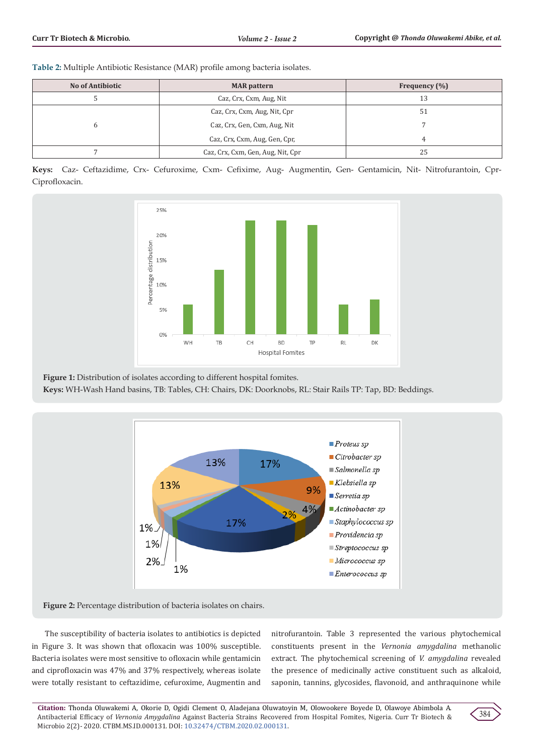**Table 2:** Multiple Antibiotic Resistance (MAR) profile among bacteria isolates.

| No of Antibiotic | MAR pattern | Frequency (%) |
|---|---|---|
| 5 | Caz, Crx, Cxm, Aug, Nit | 13 |
| 6 | Caz, Crx, Cxm, Aug, Nit, Cpr | 51 |
| | Caz, Crx, Gen, Cxm, Aug, Nit | 7 |
| | Caz, Crx, Cxm, Aug, Gen, Cpr, | 4 |
| 7 | Caz, Crx, Cxm, Gen, Aug, Nit, Cpr | 25 |

**Keys:** Caz- Ceftazidime, Crx- Cefuroxime, Cxm- Cefixime, Aug- Augmentin, Gen- Gentamicin, Nit- Nitrofurantoin, Cpr-Ciprofloxacin.

**Figure 1:** Distribution of isolates according to different hospital fomites.
**Keys:** WH-Wash Hand basins, TB: Tables, CH: Chairs, DK: Doorknobs, RL: Stair Rails TP: Tap, BD: Beddings.

**Figure 2:** Percentage distribution of bacteria isolates on chairs.

The susceptibility of bacteria isolates to antibiotics is depicted in Figure 3. It was shown that ofloxacin was 100% susceptible. Bacteria isolates were most sensitive to ofloxacin while gentamicin and ciprofloxacin was 47% and 37% respectively, whereas isolate were totally resistant to ceftazidime, cefuroxime, Augmentin and nitrofurantoin. Table 3 represented the various phytochemical constituents present in the *Vernonia amygdalina* methanolic extract. The phytochemical screening of *V. amygdalina* revealed the presence of medicinally active constituent such as alkaloid, saponin, tannins, glycosides, flavonoid, and anthraquinone while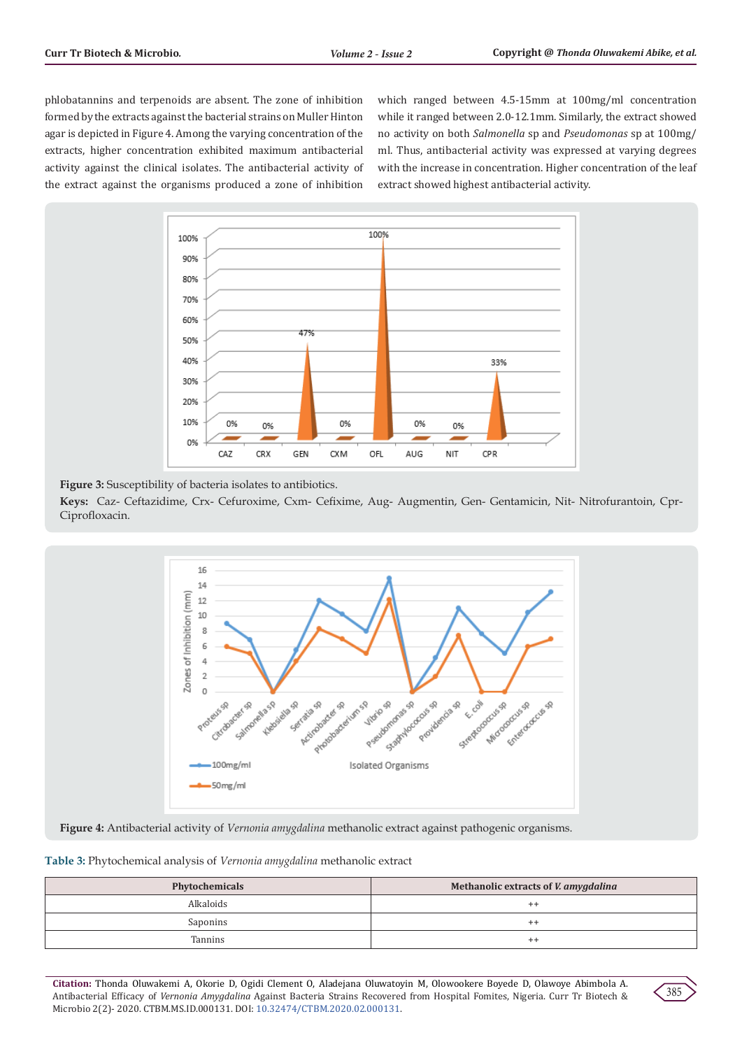phlobatannins and terpenoids are absent. The zone of inhibition formed by the extracts against the bacterial strains on Muller Hinton agar is depicted in Figure 4. Among the varying concentration of the extracts, higher concentration exhibited maximum antibacterial activity against the clinical isolates. The antibacterial activity of the extract against the organisms produced a zone of inhibition which ranged between 4.5-15mm at 100mg/ml concentration while it ranged between 2.0-12.1mm. Similarly, the extract showed no activity on both *Salmonella* sp and *Pseudomonas* sp at 100mg/ml. Thus, antibacterial activity was expressed at varying degrees with the increase in concentration. Higher concentration of the leaf extract showed highest antibacterial activity.

**Figure 3:** Susceptibility of bacteria isolates to antibiotics.

**Keys:** Caz- Ceftazidime, Crx- Cefuroxime, Cxm- Cefixime, Aug- Augmentin, Gen- Gentamicin, Nit- Nitrofurantoin, Cpr- Ciprofloxacin.

**Figure 4:** Antibacterial activity of *Vernonia amygdalina* methanolic extract against pathogenic organisms.

**Table 3:** Phytochemical analysis of *Vernonia amygdalina* methanolic extract

| Phytochemicals | Methanolic extracts of *V. amygdalina* |
|---|---|
| Alkaloids | ++ |
| Saponins | ++ |
| Tannins | ++ |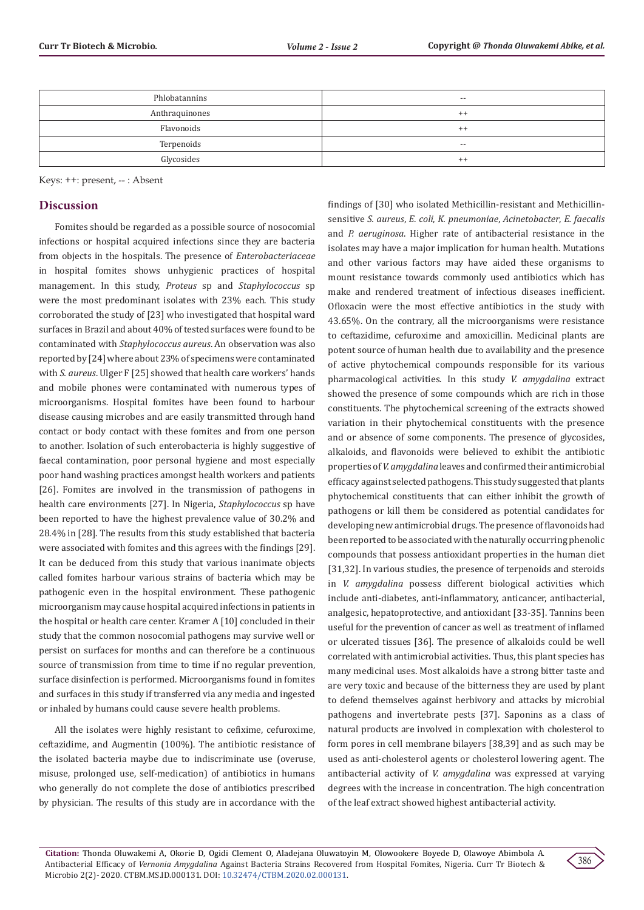| Phlobatannins | -- |
|---|---|
| Anthraquinones | ++ |
| Flavonoids | ++ |
| Terpenoids | -- |
| Glycosides | ++ |

Keys: ++: present, -- : Absent

## Discussion

Fomites should be regarded as a possible source of nosocomial infections or hospital acquired infections since they are bacteria from objects in the hospitals. The presence of *Enterobacteriaceae* in hospital fomites shows unhygienic practices of hospital management. In this study, *Proteus* sp and *Staphylococcus* sp were the most predominant isolates with 23% each. This study corroborated the study of [23] who investigated that hospital ward surfaces in Brazil and about 40% of tested surfaces were found to be contaminated with *Staphylococcus aureus*. An observation was also reported by [24] where about 23% of specimens were contaminated with *S. aureus*. Ulger F [25] showed that health care workers' hands and mobile phones were contaminated with numerous types of microorganisms. Hospital fomites have been found to harbour disease causing microbes and are easily transmitted through hand contact or body contact with these fomites and from one person to another. Isolation of such enterobacteria is highly suggestive of faecal contamination, poor personal hygiene and most especially poor hand washing practices amongst health workers and patients [26]. Fomites are involved in the transmission of pathogens in health care environments [27]. In Nigeria, *Staphylococcus* sp have been reported to have the highest prevalence value of 30.2% and 28.4% in [28]. The results from this study established that bacteria were associated with fomites and this agrees with the findings [29]. It can be deduced from this study that various inanimate objects called fomites harbour various strains of bacteria which may be pathogenic even in the hospital environment. These pathogenic microorganism may cause hospital acquired infections in patients in the hospital or health care center. Kramer A [10] concluded in their study that the common nosocomial pathogens may survive well or persist on surfaces for months and can therefore be a continuous source of transmission from time to time if no regular prevention, surface disinfection is performed. Microorganisms found in fomites and surfaces in this study if transferred via any media and ingested or inhaled by humans could cause severe health problems.

All the isolates were highly resistant to cefixime, cefuroxime, ceftazidime, and Augmentin (100%). The antibiotic resistance of the isolated bacteria maybe due to indiscriminate use (overuse, misuse, prolonged use, self-medication) of antibiotics in humans who generally do not complete the dose of antibiotics prescribed by physician. The results of this study are in accordance with the findings of [30] who isolated Methicillin-resistant and Methicillin-sensitive *S. aureus*, *E. coli*, *K. pneumoniae*, *Acinetobacter*, *E. faecalis* and *P. aeruginosa*. Higher rate of antibacterial resistance in the isolates may have a major implication for human health. Mutations and other various factors may have aided these organisms to mount resistance towards commonly used antibiotics which has make and rendered treatment of infectious diseases inefficient. Ofloxacin were the most effective antibiotics in the study with 43.65%. On the contrary, all the microorganisms were resistance to ceftazidime, cefuroxime and amoxicillin. Medicinal plants are potent source of human health due to availability and the presence of active phytochemical compounds responsible for its various pharmacological activities. In this study *V. amygdalina* extract showed the presence of some compounds which are rich in those constituents. The phytochemical screening of the extracts showed variation in their phytochemical constituents with the presence and or absence of some components. The presence of glycosides, alkaloids, and flavonoids were believed to exhibit the antibiotic properties of *V. amygdalina* leaves and confirmed their antimicrobial efficacy against selected pathogens. This study suggested that plants phytochemical constituents that can either inhibit the growth of pathogens or kill them be considered as potential candidates for developing new antimicrobial drugs. The presence of flavonoids had been reported to be associated with the naturally occurring phenolic compounds that possess antioxidant properties in the human diet [31,32]. In various studies, the presence of terpenoids and steroids in *V. amygdalina* possess different biological activities which include anti-diabetes, anti-inflammatory, anticancer, antibacterial, analgesic, hepatoprotective, and antioxidant [33-35]. Tannins been useful for the prevention of cancer as well as treatment of inflamed or ulcerated tissues [36]. The presence of alkaloids could be well correlated with antimicrobial activities. Thus, this plant species has many medicinal uses. Most alkaloids have a strong bitter taste and are very toxic and because of the bitterness they are used by plant to defend themselves against herbivory and attacks by microbial pathogens and invertebrate pests [37]. Saponins as a class of natural products are involved in complexation with cholesterol to form pores in cell membrane bilayers [38,39] and as such may be used as anti-cholesterol agents or cholesterol lowering agent. The antibacterial activity of *V. amygdalina* was expressed at varying degrees with the increase in concentration. The high concentration of the leaf extract showed highest antibacterial activity.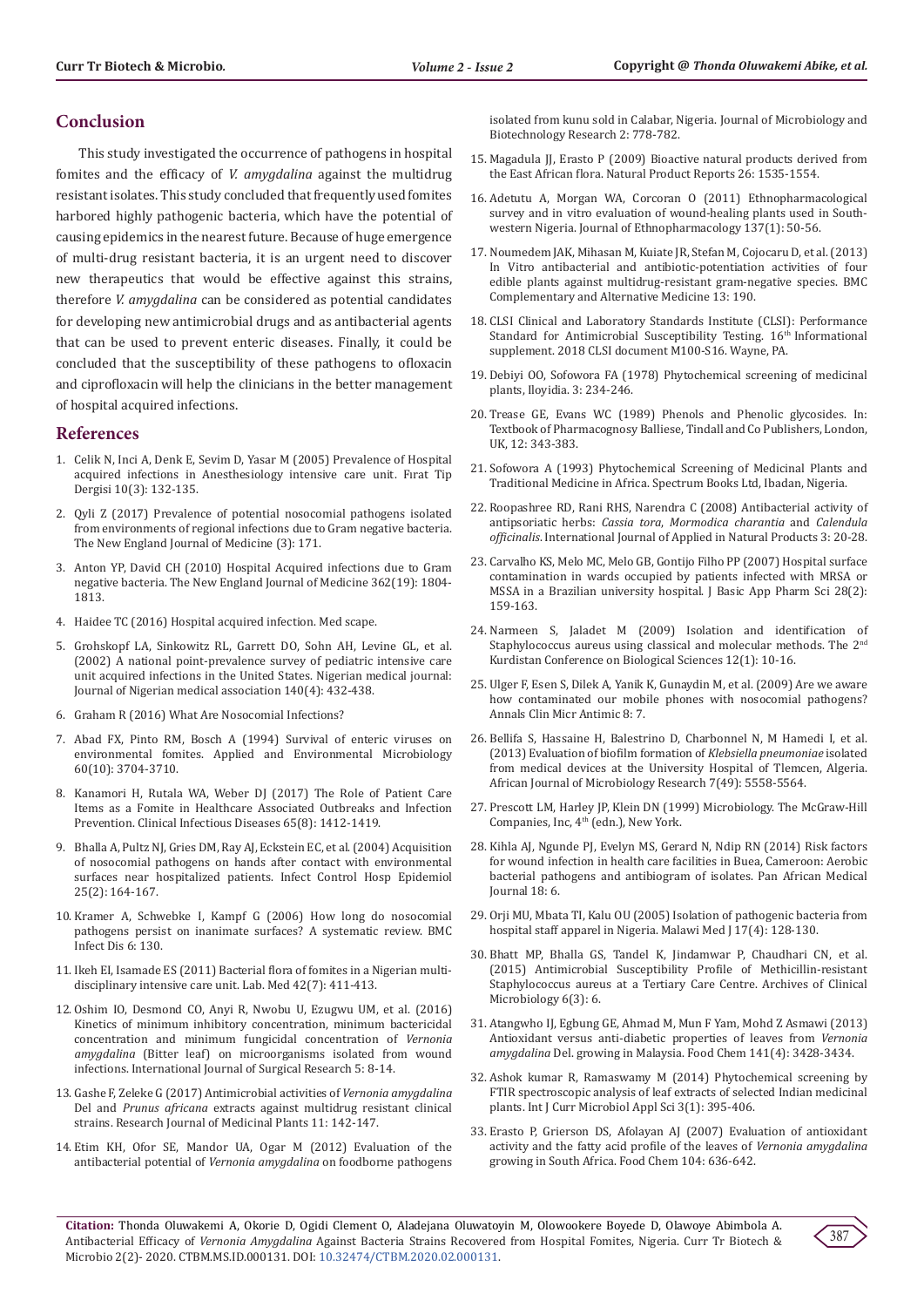## Conclusion

This study investigated the occurrence of pathogens in hospital fomites and the efficacy of *V. amygdalina* against the multidrug resistant isolates. This study concluded that frequently used fomites harbored highly pathogenic bacteria, which have the potential of causing epidemics in the nearest future. Because of huge emergence of multi-drug resistant bacteria, it is an urgent need to discover new therapeutics that would be effective against this strains, therefore *V. amygdalina* can be considered as potential candidates for developing new antimicrobial drugs and as antibacterial agents that can be used to prevent enteric diseases. Finally, it could be concluded that the susceptibility of these pathogens to ofloxacin and ciprofloxacin will help the clinicians in the better management of hospital acquired infections.

## References

1. Celik N, Inci A, Denk E, Sevim D, Yasar M (2005) Prevalence of Hospital acquired infections in Anesthesiology intensive care unit. Fırat Tip Dergisi 10(3): 132-135.
2. Qyli Z (2017) Prevalence of potential nosocomial pathogens isolated from environments of regional infections due to Gram negative bacteria. The New England Journal of Medicine (3): 171.
3. Anton YP, David CH (2010) Hospital Acquired infections due to Gram negative bacteria. The New England Journal of Medicine 362(19): 1804-1813.
4. Haidee TC (2016) Hospital acquired infection. Med scape.
5. Grohskopf LA, Sinkowitz RL, Garrett DO, Sohn AH, Levine GL, et al. (2002) A national point-prevalence survey of pediatric intensive care unit acquired infections in the United States. Nigerian medical journal: Journal of Nigerian medical association 140(4): 432-438.
6. Graham R (2016) What Are Nosocomial Infections?
7. Abad FX, Pinto RM, Bosch A (1994) Survival of enteric viruses on environmental fomites. Applied and Environmental Microbiology 60(10): 3704-3710.
8. Kanamori H, Rutala WA, Weber DJ (2017) The Role of Patient Care Items as a Fomite in Healthcare Associated Outbreaks and Infection Prevention. Clinical Infectious Diseases 65(8): 1412-1419.
9. Bhalla A, Pultz NJ, Gries DM, Ray AJ, Eckstein EC, et al. (2004) Acquisition of nosocomial pathogens on hands after contact with environmental surfaces near hospitalized patients. Infect Control Hosp Epidemiol 25(2): 164-167.
10. Kramer A, Schwebke I, Kampf G (2006) How long do nosocomial pathogens persist on inanimate surfaces? A systematic review. BMC Infect Dis 6: 130.
11. Ikeh EI, Isamade ES (2011) Bacterial flora of fomites in a Nigerian multi-disciplinary intensive care unit. Lab. Med 42(7): 411-413.
12. Oshim IO, Desmond CO, Anyi R, Nwobu U, Ezugwu UM, et al. (2016) Kinetics of minimum inhibitory concentration, minimum bactericidal concentration and minimum fungicidal concentration of *Vernonia amygdalina* (Bitter leaf) on microorganisms isolated from wound infections. International Journal of Surgical Research 5: 8-14.
13. Gashe F, Zeleke G (2017) Antimicrobial activities of *Vernonia amygdalina* Del and *Prunus africana* extracts against multidrug resistant clinical strains. Research Journal of Medicinal Plants 11: 142-147.
14. Etim KH, Ofor SE, Mandor UA, Ogar M (2012) Evaluation of the antibacterial potential of *Vernonia amygdalina* on foodborne pathogens isolated from kunu sold in Calabar, Nigeria. Journal of Microbiology and Biotechnology Research 2: 778-782.
15. Magadula JJ, Erasto P (2009) Bioactive natural products derived from the East African flora. Natural Product Reports 26: 1535-1554.
16. Adetutu A, Morgan WA, Corcoran O (2011) Ethnopharmacological survey and in vitro evaluation of wound-healing plants used in South-western Nigeria. Journal of Ethnopharmacology 137(1): 50-56.
17. Noumedem JAK, Mihasan M, Kuiate JR, Stefan M, Cojocaru D, et al. (2013) In Vitro antibacterial and antibiotic-potentiation activities of four edible plants against multidrug-resistant gram-negative species. BMC Complementary and Alternative Medicine 13: 190.
18. CLSI Clinical and Laboratory Standards Institute (CLSI): Performance Standard for Antimicrobial Susceptibility Testing. 16th Informational supplement. 2018 CLSI document M100-S16. Wayne, PA.
19. Debiyi OO, Sofowora FA (1978) Phytochemical screening of medicinal plants, Iloyidia. 3: 234-246.
20. Trease GE, Evans WC (1989) Phenols and Phenolic glycosides. In: Textbook of Pharmacognosy Balliese, Tindall and Co Publishers, London, UK, 12: 343-383.
21. Sofowora A (1993) Phytochemical Screening of Medicinal Plants and Traditional Medicine in Africa. Spectrum Books Ltd, Ibadan, Nigeria.
22. Roopashree RD, Rani RHS, Narendra C (2008) Antibacterial activity of antipsoriatic herbs: *Cassia tora*, *Mormodica charantia* and *Calendula officinalis*. International Journal of Applied in Natural Products 3: 20-28.
23. Carvalho KS, Melo MC, Melo GB, Gontijo Filho PP (2007) Hospital surface contamination in wards occupied by patients infected with MRSA or MSSA in a Brazilian university hospital. J Basic App Pharm Sci 28(2): 159-163.
24. Narmeen S, Jaladet M (2009) Isolation and identification of Staphylococcus aureus using classical and molecular methods. The 2nd Kurdistan Conference on Biological Sciences 12(1): 10-16.
25. Ulger F, Esen S, Dilek A, Yanik K, Gunaydin M, et al. (2009) Are we aware how contaminated our mobile phones with nosocomial pathogens? Annals Clin Micr Antimic 8: 7.
26. Bellifa S, Hassaine H, Balestrino D, Charbonnel N, M Hamedi I, et al. (2013) Evaluation of biofilm formation of *Klebsiella pneumoniae* isolated from medical devices at the University Hospital of Tlemcen, Algeria. African Journal of Microbiology Research 7(49): 5558-5564.
27. Prescott LM, Harley JP, Klein DN (1999) Microbiology. The McGraw-Hill Companies, Inc, 4th (edn.), New York.
28. Kihla AJ, Ngunde PJ, Evelyn MS, Gerard N, Ndip RN (2014) Risk factors for wound infection in health care facilities in Buea, Cameroon: Aerobic bacterial pathogens and antibiogram of isolates. Pan African Medical Journal 18: 6.
29. Orji MU, Mbata TI, Kalu OU (2005) Isolation of pathogenic bacteria from hospital staff apparel in Nigeria. Malawi Med J 17(4): 128-130.
30. Bhatt MP, Bhalla GS, Tandel K, Jindamwar P, Chaudhari CN, et al. (2015) Antimicrobial Susceptibility Profile of Methicillin-resistant Staphylococcus aureus at a Tertiary Care Centre. Archives of Clinical Microbiology 6(3): 6.
31. Atangwho IJ, Egbung GE, Ahmad M, Mun F Yam, Mohd Z Asmawi (2013) Antioxidant versus anti-diabetic properties of leaves from *Vernonia amygdalina* Del. growing in Malaysia. Food Chem 141(4): 3428-3434.
32. Ashok kumar R, Ramaswamy M (2014) Phytochemical screening by FTIR spectroscopic analysis of leaf extracts of selected Indian medicinal plants. Int J Curr Microbiol Appl Sci 3(1): 395-406.
33. Erasto P, Grierson DS, Afolayan AJ (2007) Evaluation of antioxidant activity and the fatty acid profile of the leaves of *Vernonia amygdalina* growing in South Africa. Food Chem 104: 636-642.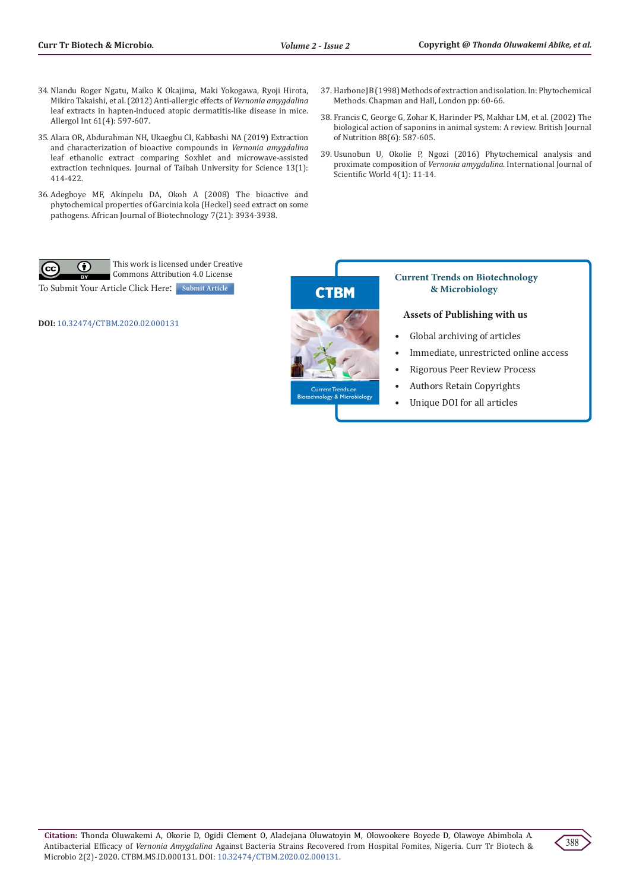34. Nlandu Roger Ngatu, Maiko K Okajima, Maki Yokogawa, Ryoji Hirota, Mikiro Takaishi, et al. (2012) Anti-allergic effects of *Vernonia amygdalina* leaf extracts in hapten-induced atopic dermatitis-like disease in mice. Allergol Int 61(4): 597-607.
35. Alara OR, Abdurahman NH, Ukaegbu CI, Kabbashi NA (2019) Extraction and characterization of bioactive compounds in *Vernonia amygdalina* leaf ethanolic extract comparing Soxhlet and microwave-assisted extraction techniques. Journal of Taibah University for Science 13(1): 414-422.
36. Adegboye MF, Akinpelu DA, Okoh A (2008) The bioactive and phytochemical properties of Garcinia kola (Heckel) seed extract on some pathogens. African Journal of Biotechnology 7(21): 3934-3938.
37. Harbone JB (1998) Methods of extraction and isolation. In: Phytochemical Methods. Chapman and Hall, London pp: 60-66.
38. Francis C, George G, Zohar K, Harinder PS, Makhar LM, et al. (2002) The biological action of saponins in animal system: A review. British Journal of Nutrition 88(6): 587-605.
39. Usunobun U, Okolie P, Ngozi (2016) Phytochemical analysis and proximate composition of *Vernonia amygdalina*. International Journal of Scientific World 4(1): 11-14.

This work is licensed under Creative Commons Attribution 4.0 License

To Submit Your Article Click Here: Submit Article

**DOI:** 10.32474/CTBM.2020.02.000131

**Current Trends on Biotechnology & Microbiology**

**Assets of Publishing with us**

- Global archiving of articles
- Immediate, unrestricted online access
- Rigorous Peer Review Process
- Authors Retain Copyrights
- Unique DOI for all articles

**Citation:** Thonda Oluwakemi A, Okorie D, Ogidi Clement O, Aladejana Oluwatoyin M, Olowookere Boyede D, Olawoye Abimbola A. Antibacterial Efficacy of *Vernonia Amygdalina* Against Bacteria Strains Recovered from Hospital Fomites, Nigeria. Curr Tr Biotech & Microbio 2(2)- 2020. CTBM.MS.ID.000131. DOI: 10.32474/CTBM.2020.02.000131.